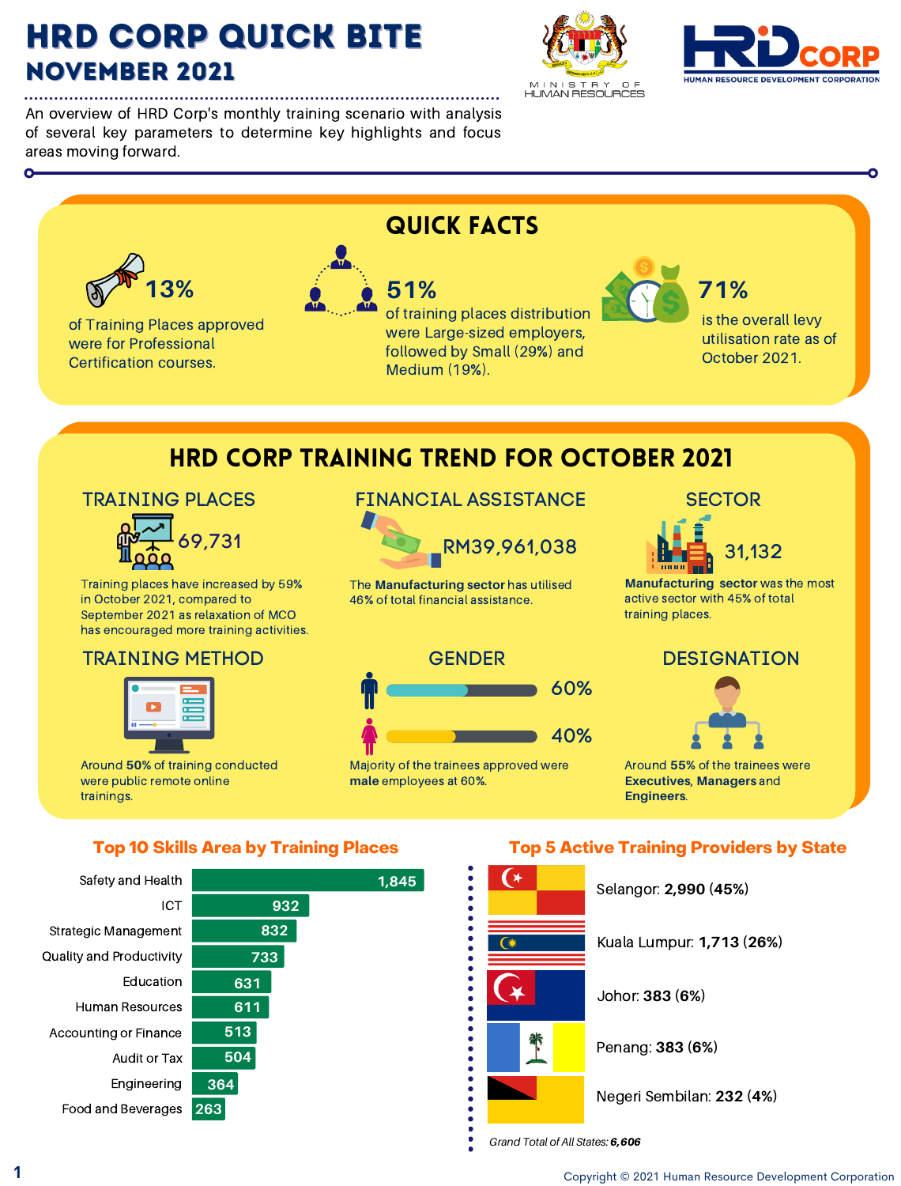# HRD CORP QUICK BITE
## NOVEMBER 2021

MINISTRY OF HUMAN RESOURCES

HRD CORP — HUMAN RESOURCE DEVELOPMENT CORPORATION

An overview of HRD Corp's monthly training scenario with analysis of several key parameters to determine key highlights and focus areas moving forward.

## QUICK FACTS

**13%**
of Training Places approved were for Professional Certification courses.

**51%**
of training places distribution were Large-sized employers, followed by Small (29%) and Medium (19%).

**71%**
is the overall levy utilisation rate as of October 2021.

## HRD CORP TRAINING TREND FOR OCTOBER 2021

### TRAINING PLACES

**69,731**

Training places have increased by 59% in October 2021, compared to September 2021 as relaxation of MCO has encouraged more training activities.

### FINANCIAL ASSISTANCE

**RM39,961,038**

The **Manufacturing sector** has utilised **46%** of total financial assistance.

### SECTOR

**31,132**

**Manufacturing sector** was the most active sector with 45% of total training places.

### TRAINING METHOD

Around **50%** of training conducted were public remote online trainings.

### GENDER

Male: 60%

Female: 40%

Majority of the trainees approved were **male** employees at 60%.

### DESIGNATION

Around **55%** of the trainees were **Executives**, **Managers** and **Engineers**.

## Top 10 Skills Area by Training Places

| Skills Area | Training Places |
|---|---|
| Safety and Health | 1,845 |
| ICT | 932 |
| Strategic Management | 832 |
| Quality and Productivity | 733 |
| Education | 631 |
| Human Resources | 611 |
| Accounting or Finance | 513 |
| Audit or Tax | 504 |
| Engineering | 364 |
| Food and Beverages | 263 |

## Top 5 Active Training Providers by State

- Selangor: **2,990 (45%)**
- Kuala Lumpur: **1,713 (26%)**
- Johor: **383 (6%)**
- Penang: **383 (6%)**
- Negeri Sembilan: **232 (4%)**

*Grand Total of All States: **6,606***

Copyright © 2021 Human Resource Development Corporation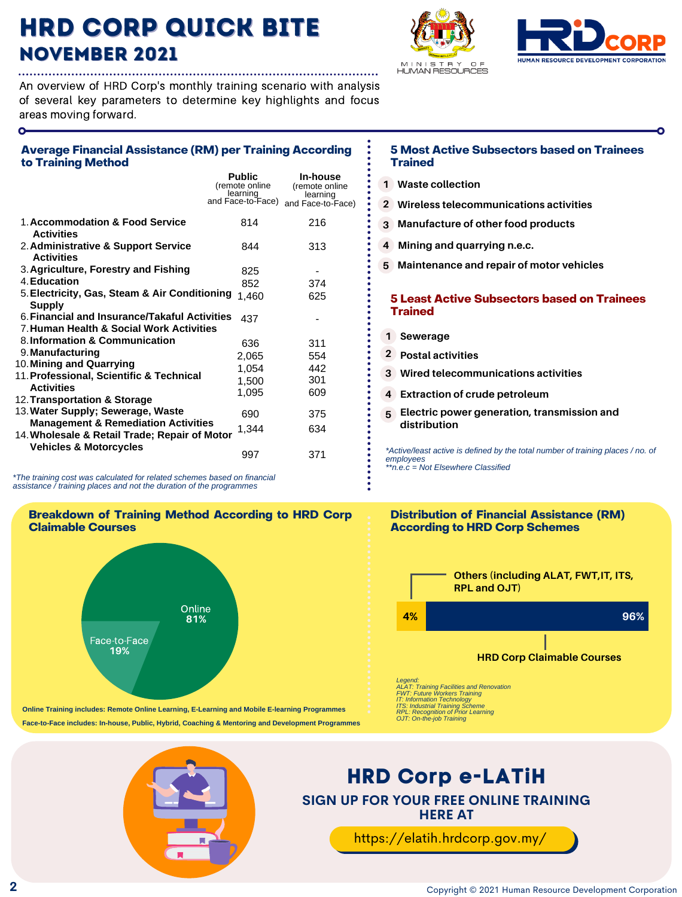# HRD CORP QUICK BITE

## NOVEMBER 2021

MINISTRY OF HUMAN RESOURCES

HRD CORP — HUMAN RESOURCE DEVELOPMENT CORPORATION

An overview of HRD Corp's monthly training scenario with analysis of several key parameters to determine key highlights and focus areas moving forward.

### Average Financial Assistance (RM) per Training According to Training Method

| | Public (remote online learning and Face-to-Face) | In-house (remote online learning and Face-to-Face) |
|---|---|---|
| 1. Accommodation & Food Service Activities | 814 | 216 |
| 2. Administrative & Support Service Activities | 844 | 313 |
| 3. Agriculture, Forestry and Fishing | 825 | - |
| 4. Education | 852 | 374 |
| 5. Electricity, Gas, Steam & Air Conditioning Supply | 1,460 | 625 |
| 6. Financial and Insurance/Takaful Activities | 437 | - |
| 7. Human Health & Social Work Activities | 636 | 311 |
| 8. Information & Communication | 2,065 | 554 |
| 9. Manufacturing | 1,054 | 442 |
| 10. Mining and Quarrying | 1,500 | 301 |
| 11. Professional, Scientific & Technical Activities | 1,095 | 609 |
| 12. Transportation & Storage | 690 | 375 |
| 13. Water Supply; Sewerage, Waste Management & Remediation Activities | 1,344 | 634 |
| 14. Wholesale & Retail Trade; Repair of Motor Vehicles & Motorcycles | 997 | 371 |

*The training cost was calculated for related schemes based on financial assistance / training places and not the duration of the programmes*

### 5 Most Active Subsectors based on Trainees Trained

1. Waste collection
2. Wireless telecommunications activities
3. Manufacture of other food products
4. Mining and quarrying n.e.c.
5. Maintenance and repair of motor vehicles

### 5 Least Active Subsectors based on Trainees Trained

1. Sewerage
2. Postal activities
3. Wired telecommunications activities
4. Extraction of crude petroleum
5. Electric power generation, transmission and distribution

*\*Active/least active is defined by the total number of training places / no. of employees*
*\*\*n.e.c = Not Elsewhere Classified*

### Breakdown of Training Method According to HRD Corp Claimable Courses

Online 81%

Face-to-Face 19%

**Online Training includes: Remote Online Learning, E-Learning and Mobile E-learning Programmes**

**Face-to-Face includes: In-house, Public, Hybrid, Coaching & Mentoring and Development Programmes**

### Distribution of Financial Assistance (RM) According to HRD Corp Schemes

Others (including ALAT, FWT,IT, ITS, RPL and OJT)

4%

96%

HRD Corp Claimable Courses

*Legend:*
*ALAT: Training Facilities and Renovation*
*FWT: Future Workers Training*
*IT: Information Technology*
*ITS: Industrial Training Scheme*
*RPL: Recognition of Prior Learning*
*OJT: On-the-job Training*

## HRD Corp e-LATiH

**SIGN UP FOR YOUR FREE ONLINE TRAINING HERE AT**

https://elatih.hrdcorp.gov.my/

Copyright © 2021 Human Resource Development Corporation